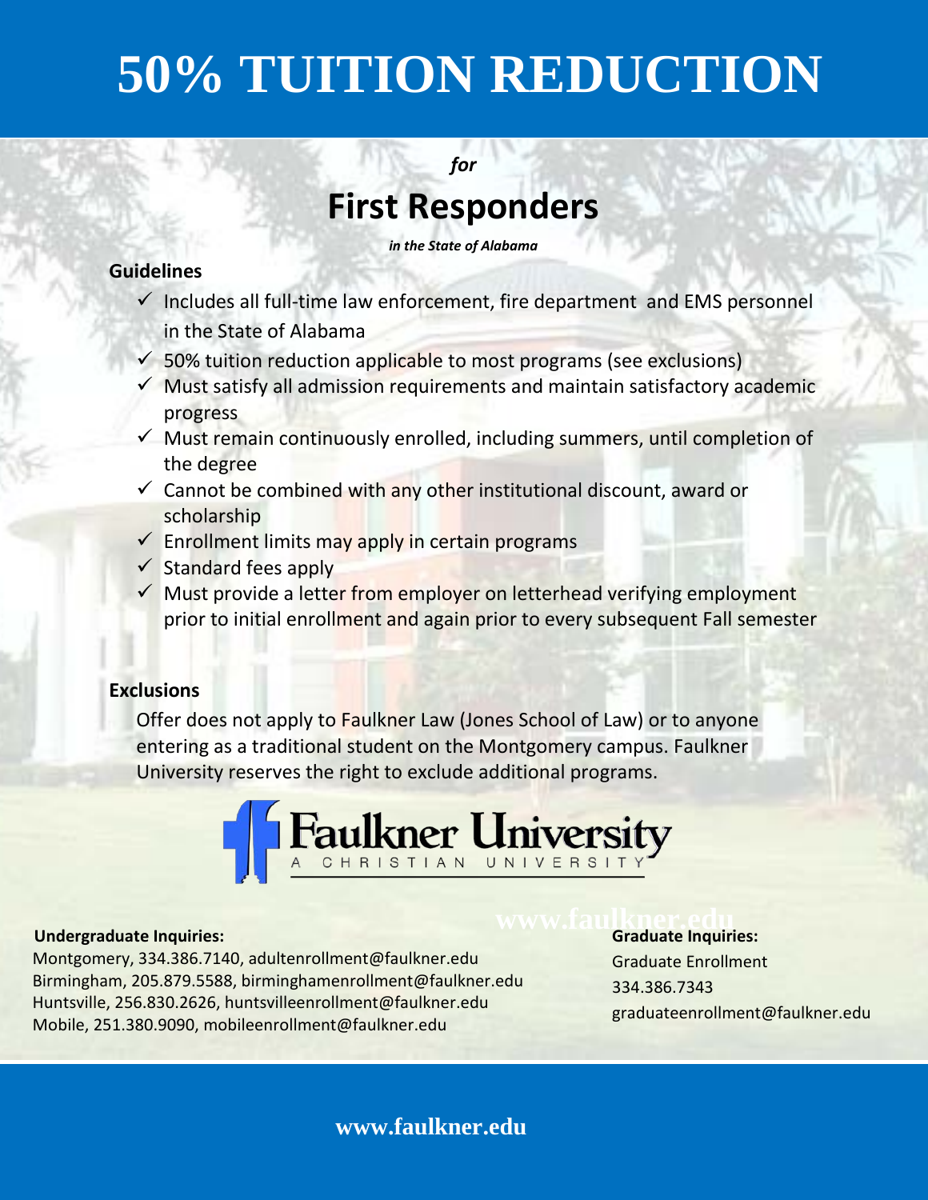# 50% TUITION REDUCTION

*for*

## First Responders

***in the State of Alabama***

**Guidelines**

- ✓ Includes all full-time law enforcement, fire department and EMS personnel in the State of Alabama
- ✓ 50% tuition reduction applicable to most programs (see exclusions)
- ✓ Must satisfy all admission requirements and maintain satisfactory academic progress
- ✓ Must remain continuously enrolled, including summers, until completion of the degree
- ✓ Cannot be combined with any other institutional discount, award or scholarship
- ✓ Enrollment limits may apply in certain programs
- ✓ Standard fees apply
- ✓ Must provide a letter from employer on letterhead verifying employment prior to initial enrollment and again prior to every subsequent Fall semester

**Exclusions**

Offer does not apply to Faulkner Law (Jones School of Law) or to anyone entering as a traditional student on the Montgomery campus. Faulkner University reserves the right to exclude additional programs.

Faulkner University
A CHRISTIAN UNIVERSITY

**Undergraduate Inquiries:**

Montgomery, 334.386.7140, adultenrollment@faulkner.edu
Birmingham, 205.879.5588, birminghamenrollment@faulkner.edu
Huntsville, 256.830.2626, huntsvilleenrollment@faulkner.edu
Mobile, 251.380.9090, mobileenrollment@faulkner.edu

**Graduate Inquiries:**

Graduate Enrollment
334.386.7343
graduateenrollment@faulkner.edu

**www.faulkner.edu**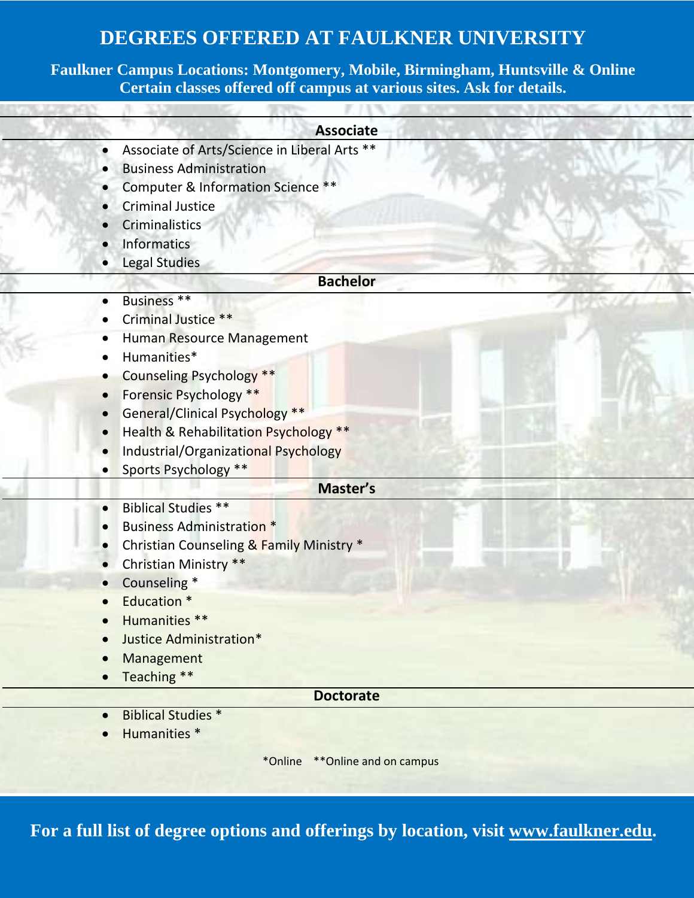# DEGREES OFFERED AT FAULKNER UNIVERSITY

**Faulkner Campus Locations: Montgomery, Mobile, Birmingham, Huntsville & Online**
**Certain classes offered off campus at various sites. Ask for details.**

## Associate

- Associate of Arts/Science in Liberal Arts **
- Business Administration
- Computer & Information Science **
- Criminal Justice
- Criminalistics
- Informatics
- Legal Studies

## Bachelor

- Business **
- Criminal Justice **
- Human Resource Management
- Humanities*
- Counseling Psychology **
- Forensic Psychology **
- General/Clinical Psychology **
- Health & Rehabilitation Psychology **
- Industrial/Organizational Psychology
- Sports Psychology **

## Master's

- Biblical Studies **
- Business Administration *
- Christian Counseling & Family Ministry *
- Christian Ministry **
- Counseling *
- Education *
- Humanities **
- Justice Administration*
- Management
- Teaching **

## Doctorate

- Biblical Studies *
- Humanities *

*Online **Online and on campus

**For a full list of degree options and offerings by location, visit www.faulkner.edu.**